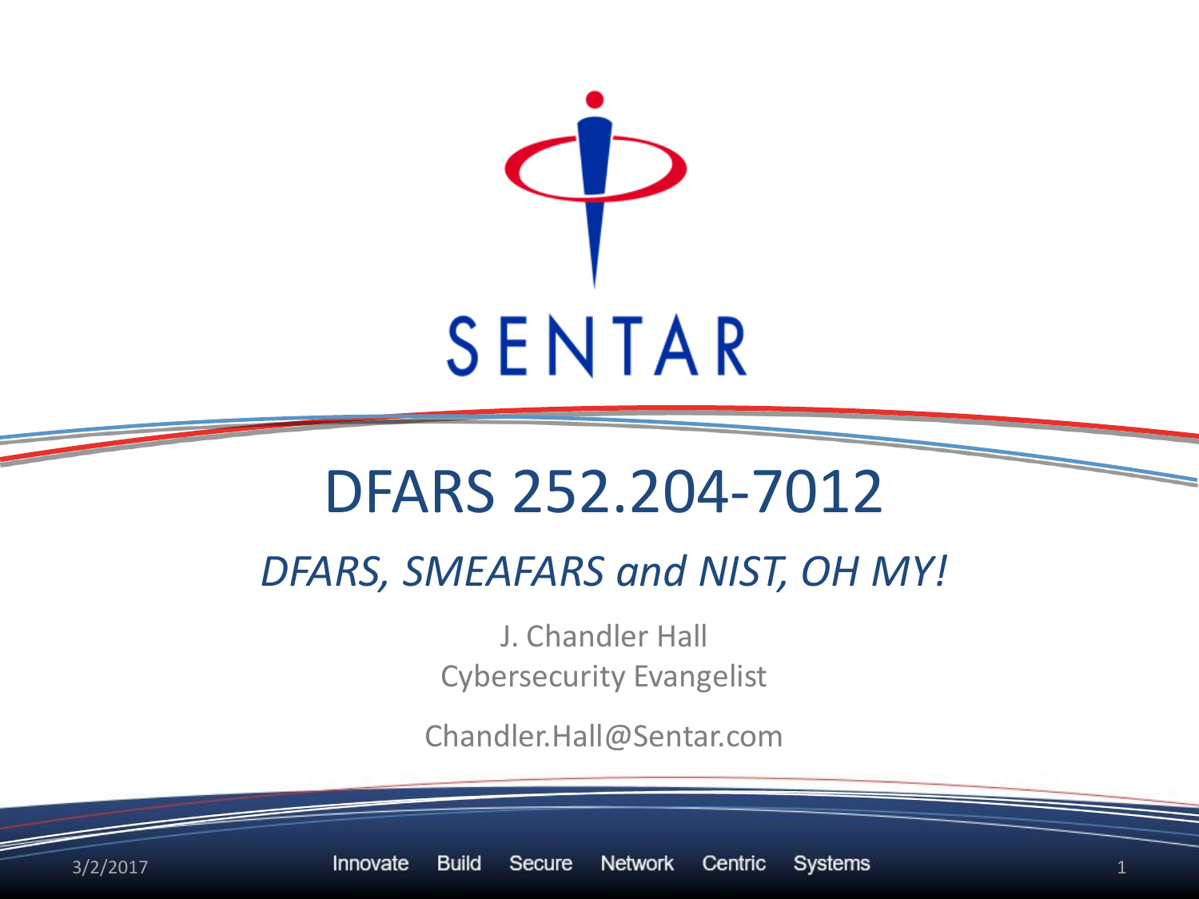SENTAR

# DFARS 252.204-7012

## *DFARS, SMEAFARS and NIST, OH MY!*

J. Chandler Hall
Cybersecurity Evangelist

Chandler.Hall@Sentar.com

3/2/2017

Innovate Build Secure Network Centric Systems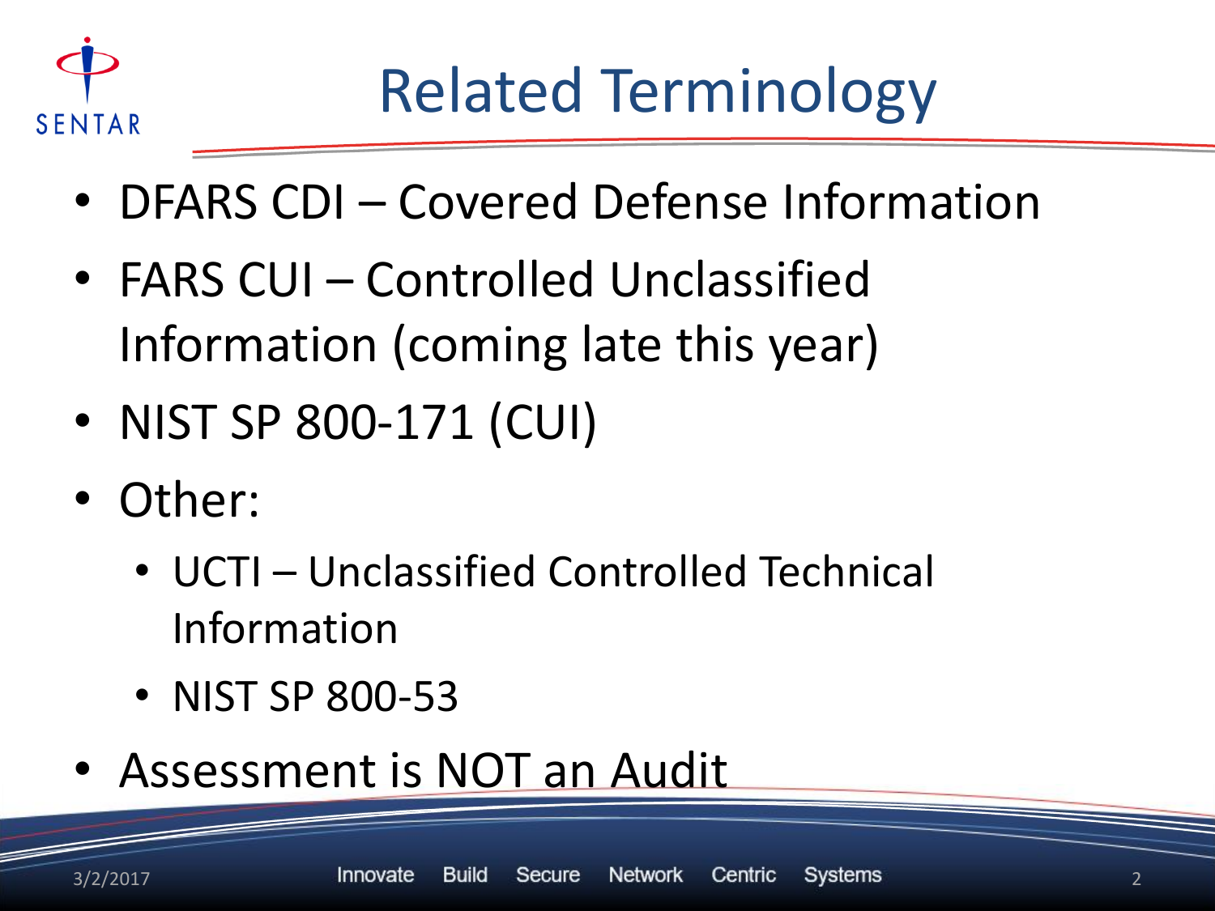# Related Terminology

- DFARS CDI – Covered Defense Information
- FARS CUI – Controlled Unclassified Information (coming late this year)
- NIST SP 800-171 (CUI)
- Other:
  - UCTI – Unclassified Controlled Technical Information
  - NIST SP 800-53
- Assessment is NOT an Audit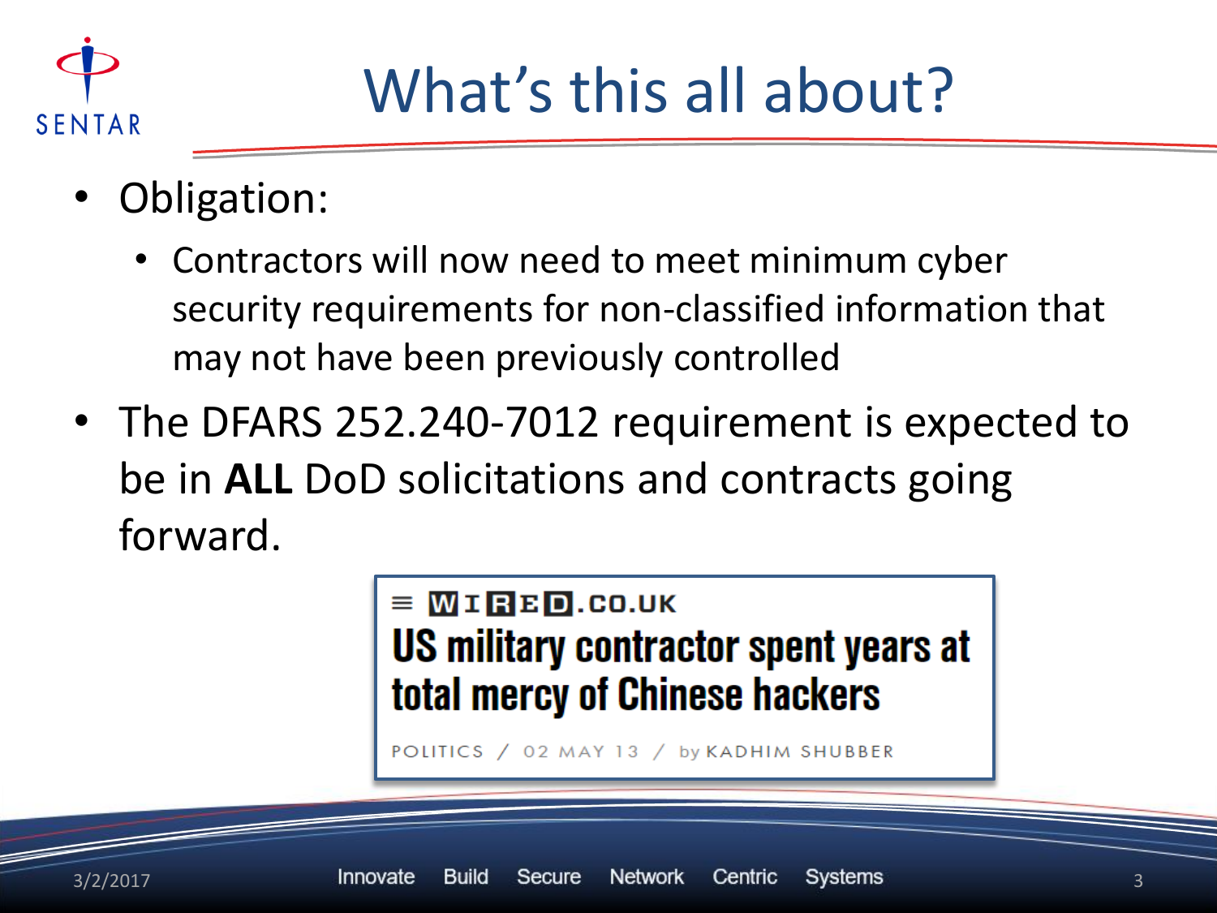# What's this all about?

- Obligation:
  - Contractors will now need to meet minimum cyber security requirements for non-classified information that may not have been previously controlled
- The DFARS 252.240-7012 requirement is expected to be in **ALL** DoD solicitations and contracts going forward.

WIRED.CO.UK

**US military contractor spent years at total mercy of Chinese hackers**

POLITICS / 02 MAY 13 / by KADHIM SHUBBER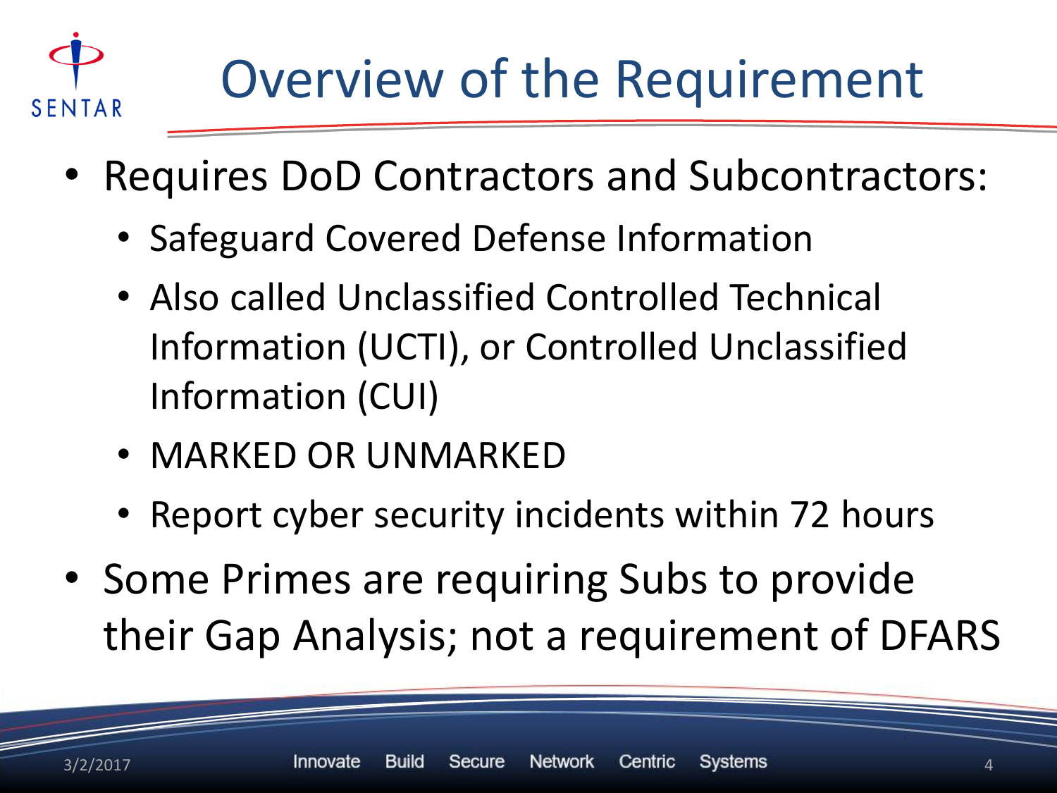# Overview of the Requirement

- Requires DoD Contractors and Subcontractors:
  - Safeguard Covered Defense Information
  - Also called Unclassified Controlled Technical Information (UCTI), or Controlled Unclassified Information (CUI)
  - MARKED OR UNMARKED
  - Report cyber security incidents within 72 hours
- Some Primes are requiring Subs to provide their Gap Analysis; not a requirement of DFARS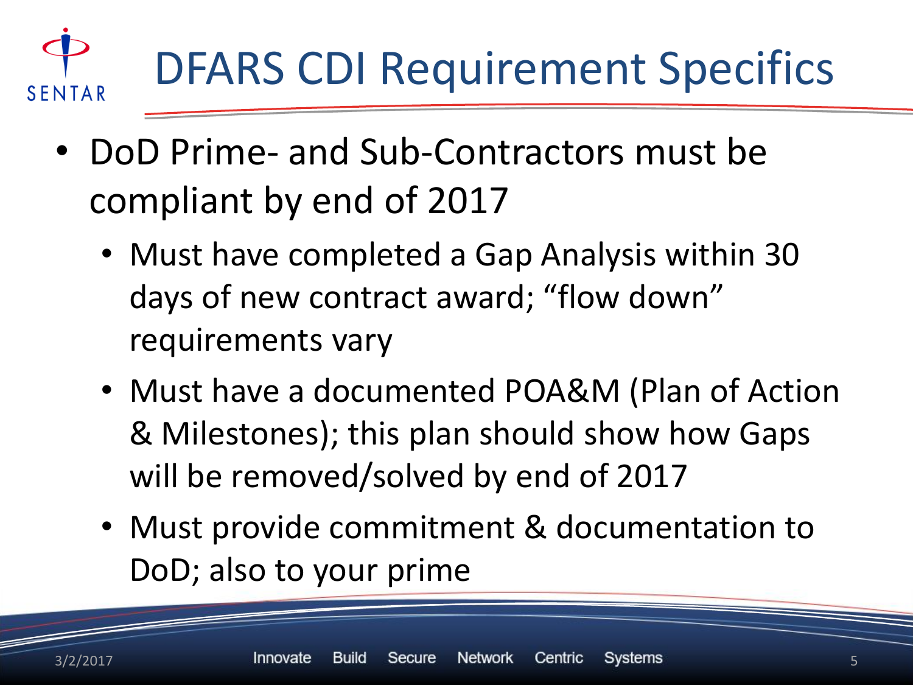# DFARS CDI Requirement Specifics

- DoD Prime- and Sub-Contractors must be compliant by end of 2017
  - Must have completed a Gap Analysis within 30 days of new contract award; "flow down" requirements vary
  - Must have a documented POA&M (Plan of Action & Milestones); this plan should show how Gaps will be removed/solved by end of 2017
  - Must provide commitment & documentation to DoD; also to your prime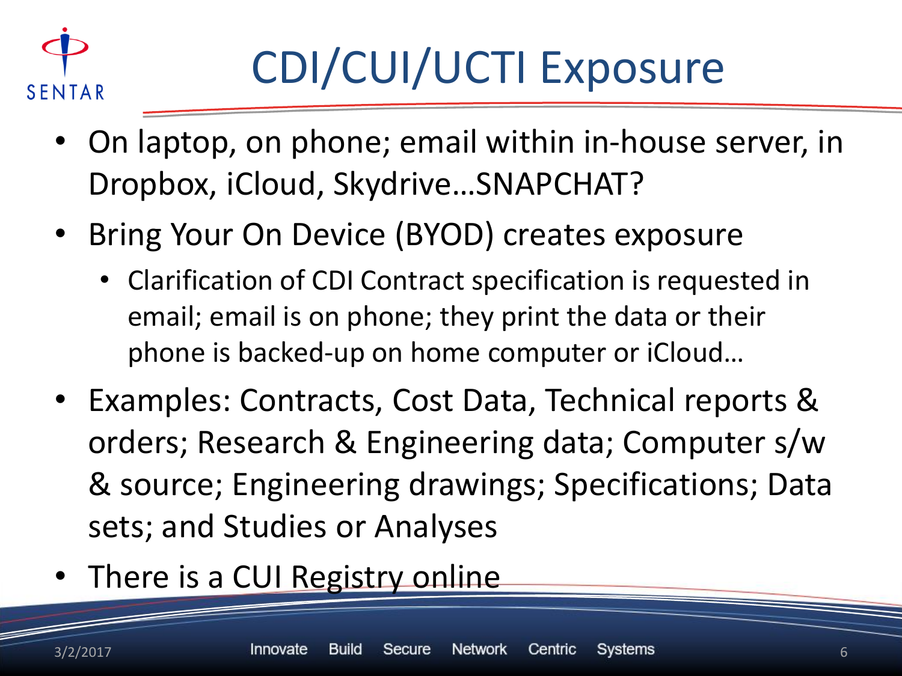# CDI/CUI/UCTI Exposure

- On laptop, on phone; email within in-house server, in Dropbox, iCloud, Skydrive…SNAPCHAT?
- Bring Your On Device (BYOD) creates exposure
  - Clarification of CDI Contract specification is requested in email; email is on phone; they print the data or their phone is backed-up on home computer or iCloud…
- Examples: Contracts, Cost Data, Technical reports & orders; Research & Engineering data; Computer s/w & source; Engineering drawings; Specifications; Data sets; and Studies or Analyses
- There is a CUI Registry online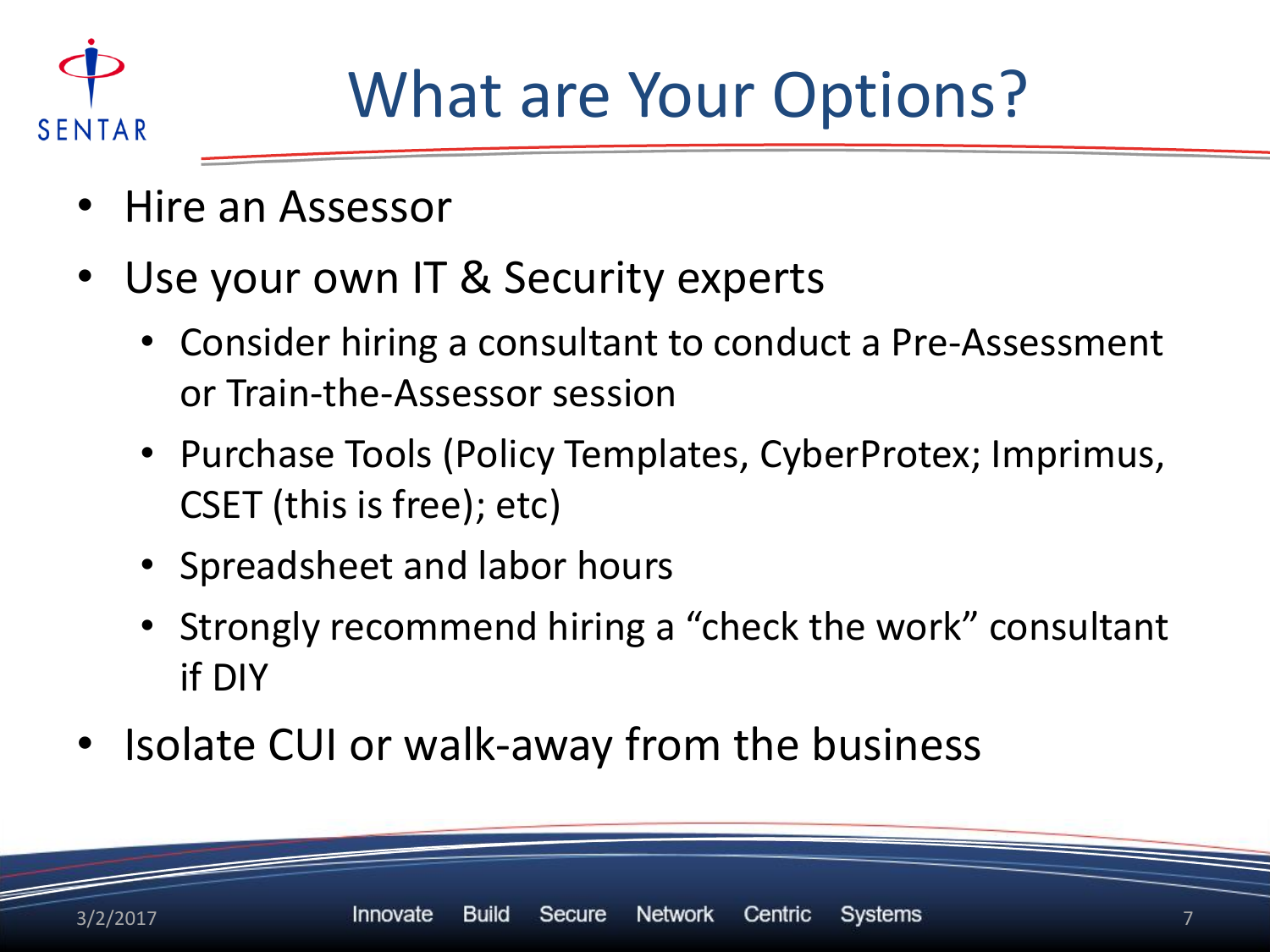# What are Your Options?

- Hire an Assessor
- Use your own IT & Security experts
  - Consider hiring a consultant to conduct a Pre-Assessment or Train-the-Assessor session
  - Purchase Tools (Policy Templates, CyberProtex; Imprimus, CSET (this is free); etc)
  - Spreadsheet and labor hours
  - Strongly recommend hiring a "check the work" consultant if DIY
- Isolate CUI or walk-away from the business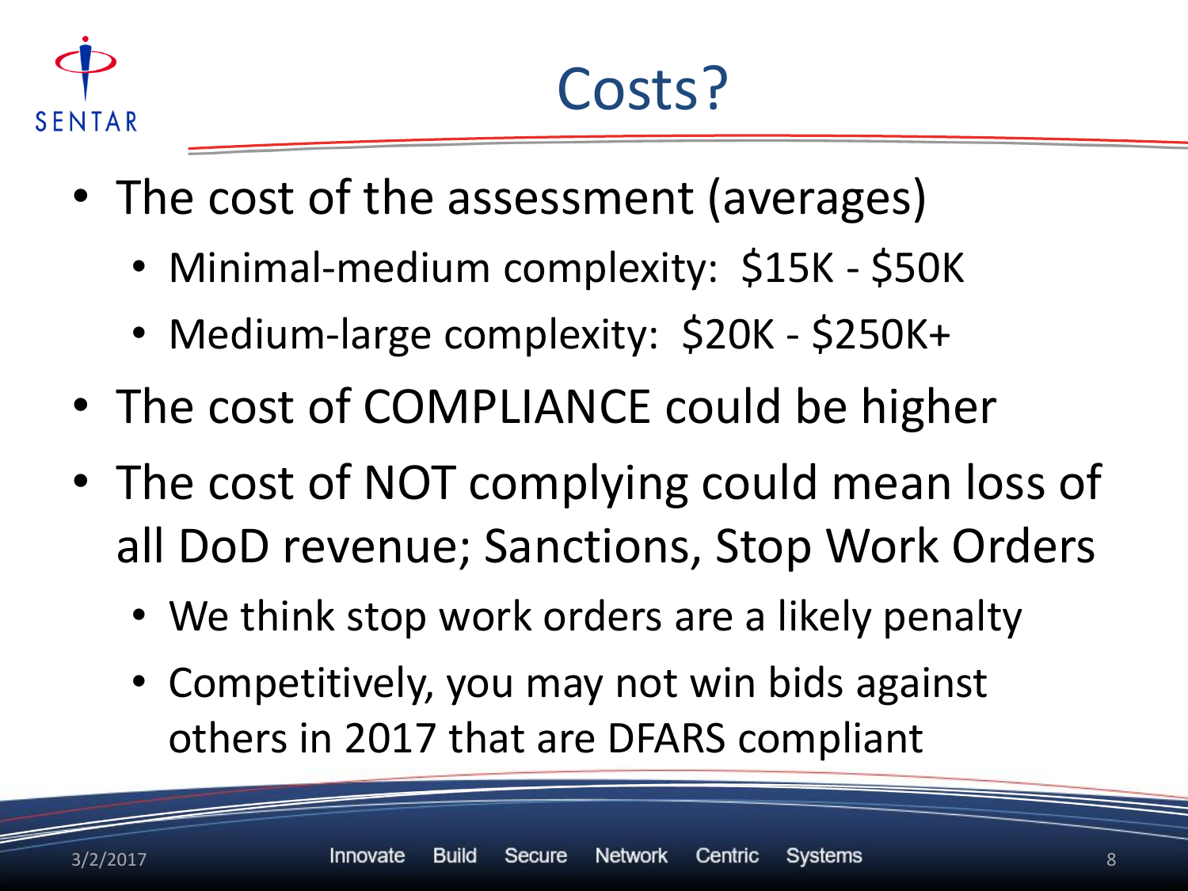# Costs?

- The cost of the assessment (averages)
  - Minimal-medium complexity: $15K - $50K
  - Medium-large complexity: $20K - $250K+
- The cost of COMPLIANCE could be higher
- The cost of NOT complying could mean loss of all DoD revenue; Sanctions, Stop Work Orders
  - We think stop work orders are a likely penalty
  - Competitively, you may not win bids against others in 2017 that are DFARS compliant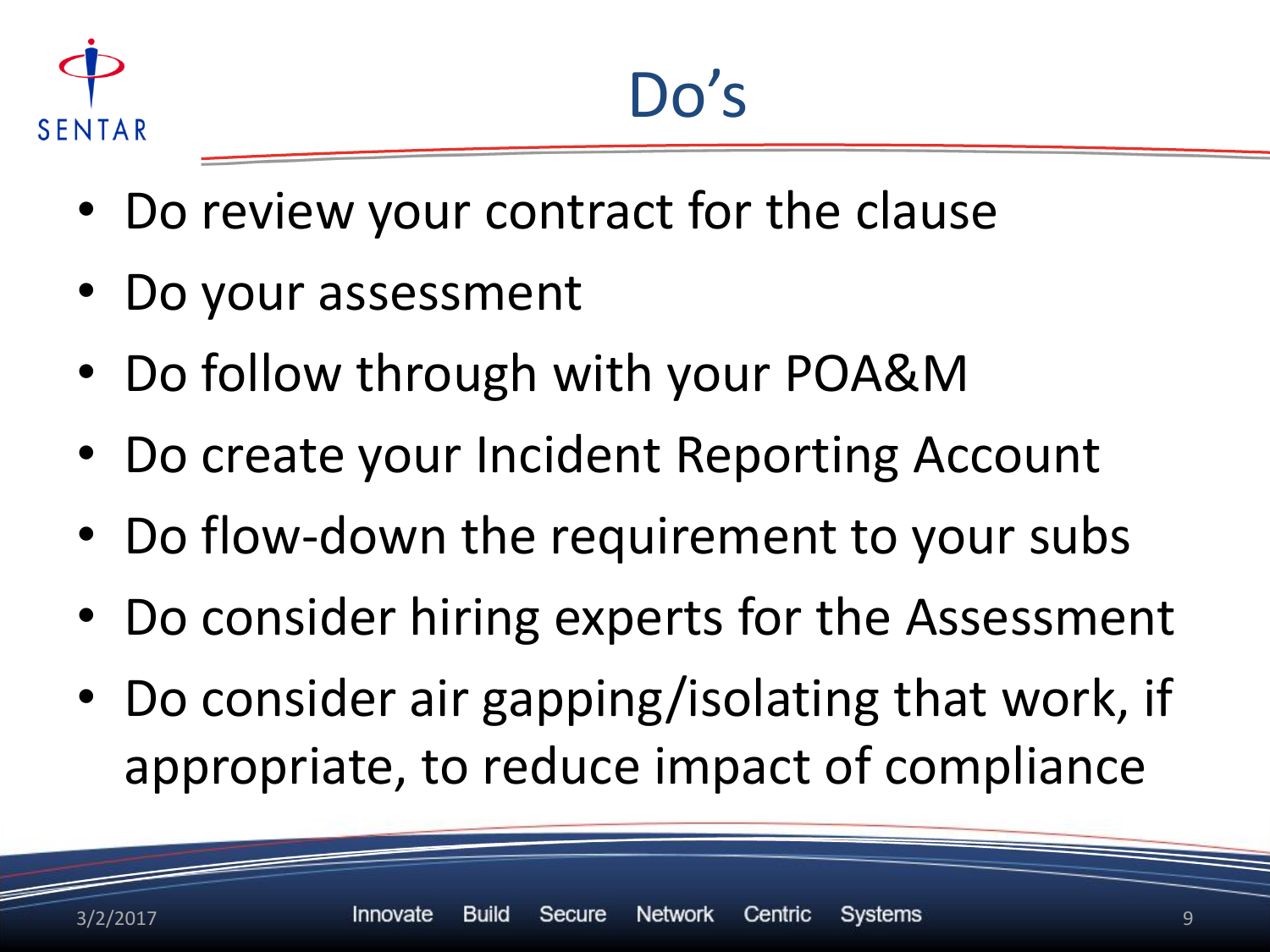# Do's

- Do review your contract for the clause
- Do your assessment
- Do follow through with your POA&M
- Do create your Incident Reporting Account
- Do flow-down the requirement to your subs
- Do consider hiring experts for the Assessment
- Do consider air gapping/isolating that work, if appropriate, to reduce impact of compliance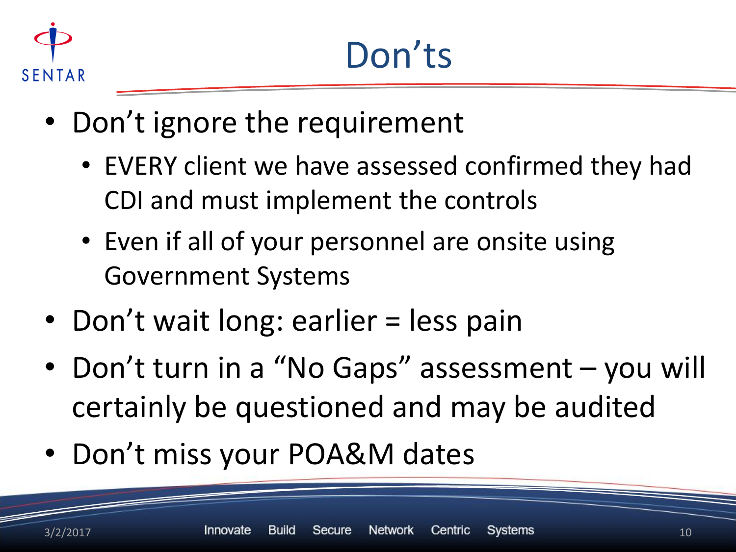# Don'ts

- Don't ignore the requirement
  - EVERY client we have assessed confirmed they had CDI and must implement the controls
  - Even if all of your personnel are onsite using Government Systems
- Don't wait long: earlier = less pain
- Don't turn in a "No Gaps" assessment – you will certainly be questioned and may be audited
- Don't miss your POA&M dates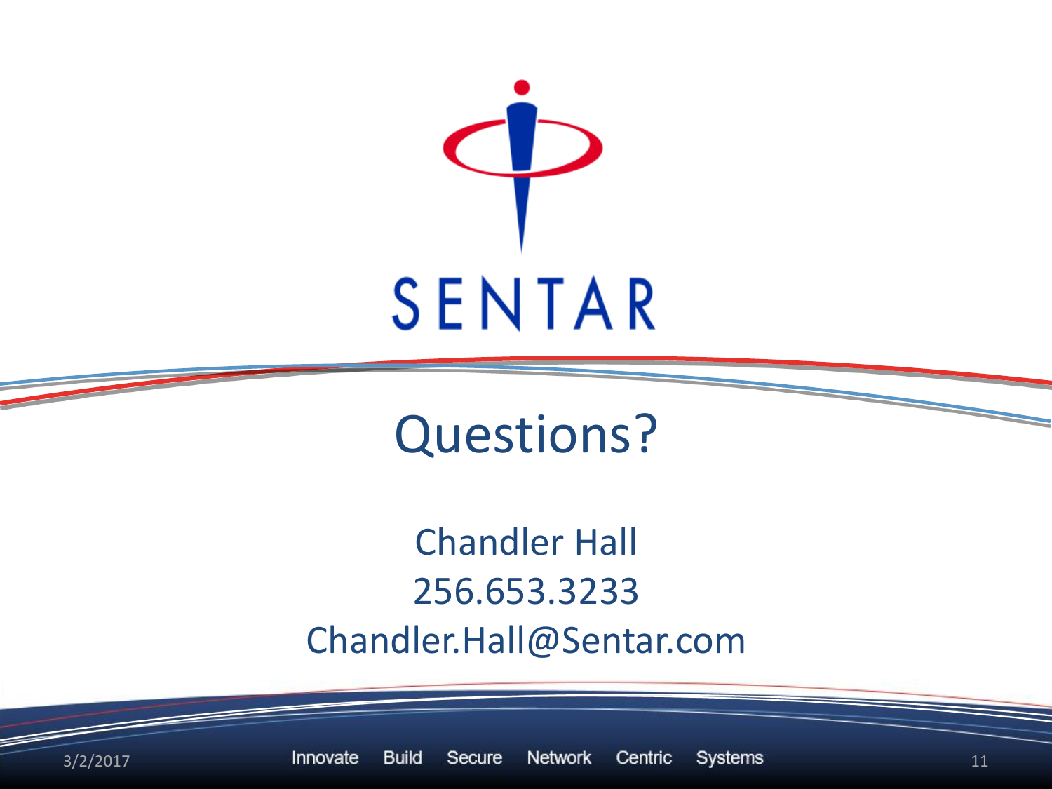SENTAR

# Questions?

Chandler Hall
256.653.3233
Chandler.Hall@Sentar.com

Innovate Build Secure Network Centric Systems